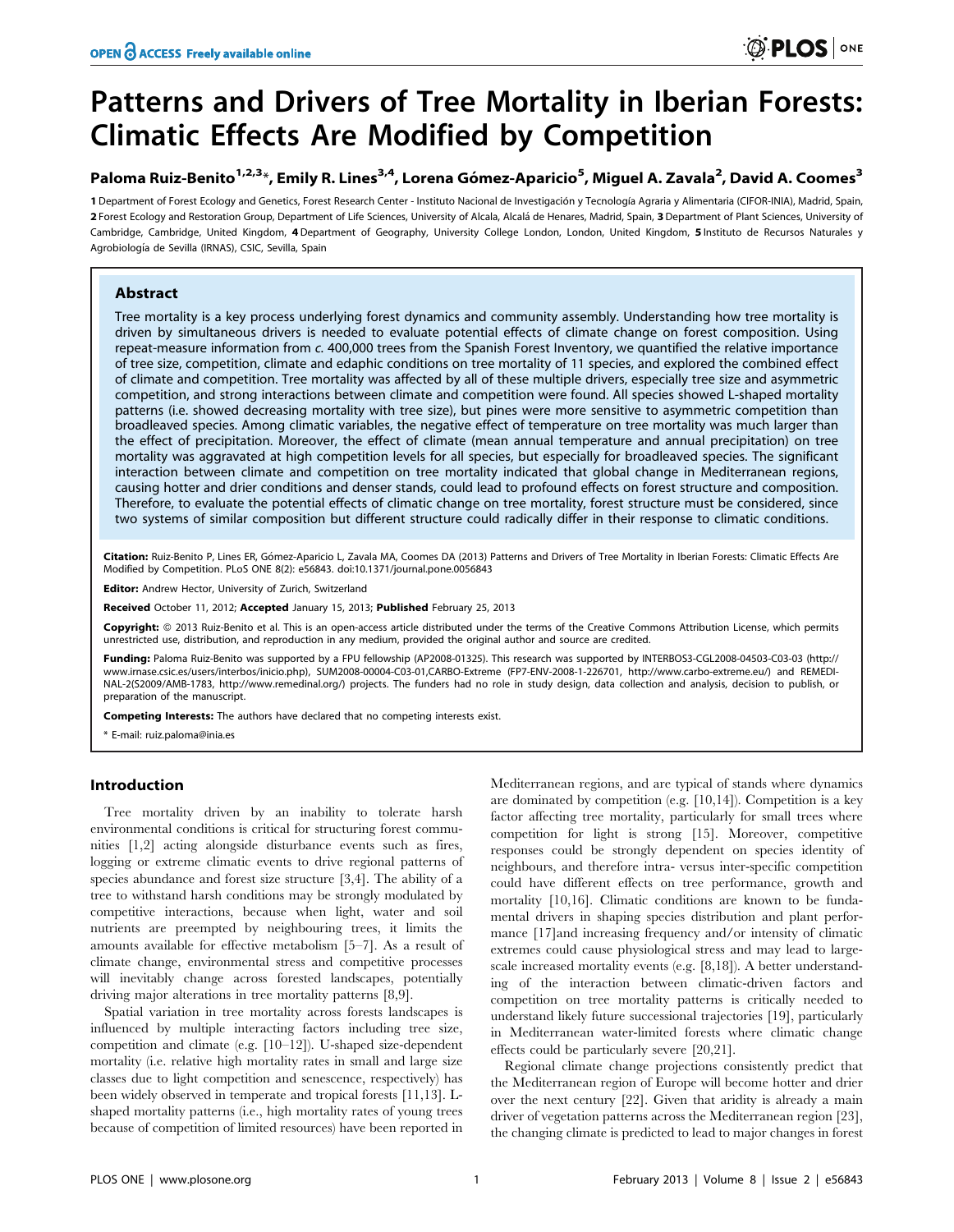# Patterns and Drivers of Tree Mortality in Iberian Forests: Climatic Effects Are Modified by Competition

**Paloma Ruiz-Benito[1,2,3]*, Emily R. Lines[3,4], Lorena Gómez-Aparicio[5], Miguel A. Zavala[2], David A. Coomes[3]**

1 Department of Forest Ecology and Genetics, Forest Research Center - Instituto Nacional de Investigación y Tecnología Agraria y Alimentaria (CIFOR-INIA), Madrid, Spain, 2 Forest Ecology and Restoration Group, Department of Life Sciences, University of Alcala, Alcalá de Henares, Madrid, Spain, 3 Department of Plant Sciences, University of Cambridge, Cambridge, United Kingdom, 4 Department of Geography, University College London, London, United Kingdom, 5 Instituto de Recursos Naturales y Agrobiología de Sevilla (IRNAS), CSIC, Sevilla, Spain

## Abstract

Tree mortality is a key process underlying forest dynamics and community assembly. Understanding how tree mortality is driven by simultaneous drivers is needed to evaluate potential effects of climate change on forest composition. Using repeat-measure information from *c.* 400,000 trees from the Spanish Forest Inventory, we quantified the relative importance of tree size, competition, climate and edaphic conditions on tree mortality of 11 species, and explored the combined effect of climate and competition. Tree mortality was affected by all of these multiple drivers, especially tree size and asymmetric competition, and strong interactions between climate and competition were found. All species showed L-shaped mortality patterns (i.e. showed decreasing mortality with tree size), but pines were more sensitive to asymmetric competition than broadleaved species. Among climatic variables, the negative effect of temperature on tree mortality was much larger than the effect of precipitation. Moreover, the effect of climate (mean annual temperature and annual precipitation) on tree mortality was aggravated at high competition levels for all species, but especially for broadleaved species. The significant interaction between climate and competition on tree mortality indicated that global change in Mediterranean regions, causing hotter and drier conditions and denser stands, could lead to profound effects on forest structure and composition. Therefore, to evaluate the potential effects of climatic change on tree mortality, forest structure must be considered, since two systems of similar composition but different structure could radically differ in their response to climatic conditions.

**Citation:** Ruiz-Benito P, Lines ER, Gómez-Aparicio L, Zavala MA, Coomes DA (2013) Patterns and Drivers of Tree Mortality in Iberian Forests: Climatic Effects Are Modified by Competition. PLoS ONE 8(2): e56843. doi:10.1371/journal.pone.0056843

**Editor:** Andrew Hector, University of Zurich, Switzerland

**Received** October 11, 2012; **Accepted** January 15, 2013; **Published** February 25, 2013

**Copyright:** © 2013 Ruiz-Benito et al. This is an open-access article distributed under the terms of the Creative Commons Attribution License, which permits unrestricted use, distribution, and reproduction in any medium, provided the original author and source are credited.

**Funding:** Paloma Ruiz-Benito was supported by a FPU fellowship (AP2008-01325). This research was supported by INTERBOS3-CGL2008-04503-C03-03 (http://www.irnase.csic.es/users/interbos/inicio.php), SUM2008-00004-C03-01,CARBO-Extreme (FP7-ENV-2008-1-226701, http://www.carbo-extreme.eu/) and REMEDINAL-2(S2009/AMB-1783, http://www.remedinal.org/) projects. The funders had no role in study design, data collection and analysis, decision to publish, or preparation of the manuscript.

**Competing Interests:** The authors have declared that no competing interests exist.

\* E-mail: ruiz.paloma@inia.es

## Introduction

Tree mortality driven by an inability to tolerate harsh environmental conditions is critical for structuring forest communities [1,2] acting alongside disturbance events such as fires, logging or extreme climatic events to drive regional patterns of species abundance and forest size structure [3,4]. The ability of a tree to withstand harsh conditions may be strongly modulated by competitive interactions, because when light, water and soil nutrients are preempted by neighbouring trees, it limits the amounts available for effective metabolism [5–7]. As a result of climate change, environmental stress and competitive processes will inevitably change across forested landscapes, potentially driving major alterations in tree mortality patterns [8,9].

Spatial variation in tree mortality across forests landscapes is influenced by multiple interacting factors including tree size, competition and climate (e.g. [10–12]). U-shaped size-dependent mortality (i.e. relative high mortality rates in small and large size classes due to light competition and senescence, respectively) has been widely observed in temperate and tropical forests [11,13]. L-shaped mortality patterns (i.e., high mortality rates of young trees because of competition of limited resources) have been reported in Mediterranean regions, and are typical of stands where dynamics are dominated by competition (e.g. [10,14]). Competition is a key factor affecting tree mortality, particularly for small trees where competition for light is strong [15]. Moreover, competitive responses could be strongly dependent on species identity of neighbours, and therefore intra- versus inter-specific competition could have different effects on tree performance, growth and mortality [10,16]. Climatic conditions are known to be fundamental drivers in shaping species distribution and plant performance [17]and increasing frequency and/or intensity of climatic extremes could cause physiological stress and may lead to large-scale increased mortality events (e.g. [8,18]). A better understanding of the interaction between climatic-driven factors and competition on tree mortality patterns is critically needed to understand likely future successional trajectories [19], particularly in Mediterranean water-limited forests where climatic change effects could be particularly severe [20,21].

Regional climate change projections consistently predict that the Mediterranean region of Europe will become hotter and drier over the next century [22]. Given that aridity is already a main driver of vegetation patterns across the Mediterranean region [23], the changing climate is predicted to lead to major changes in forest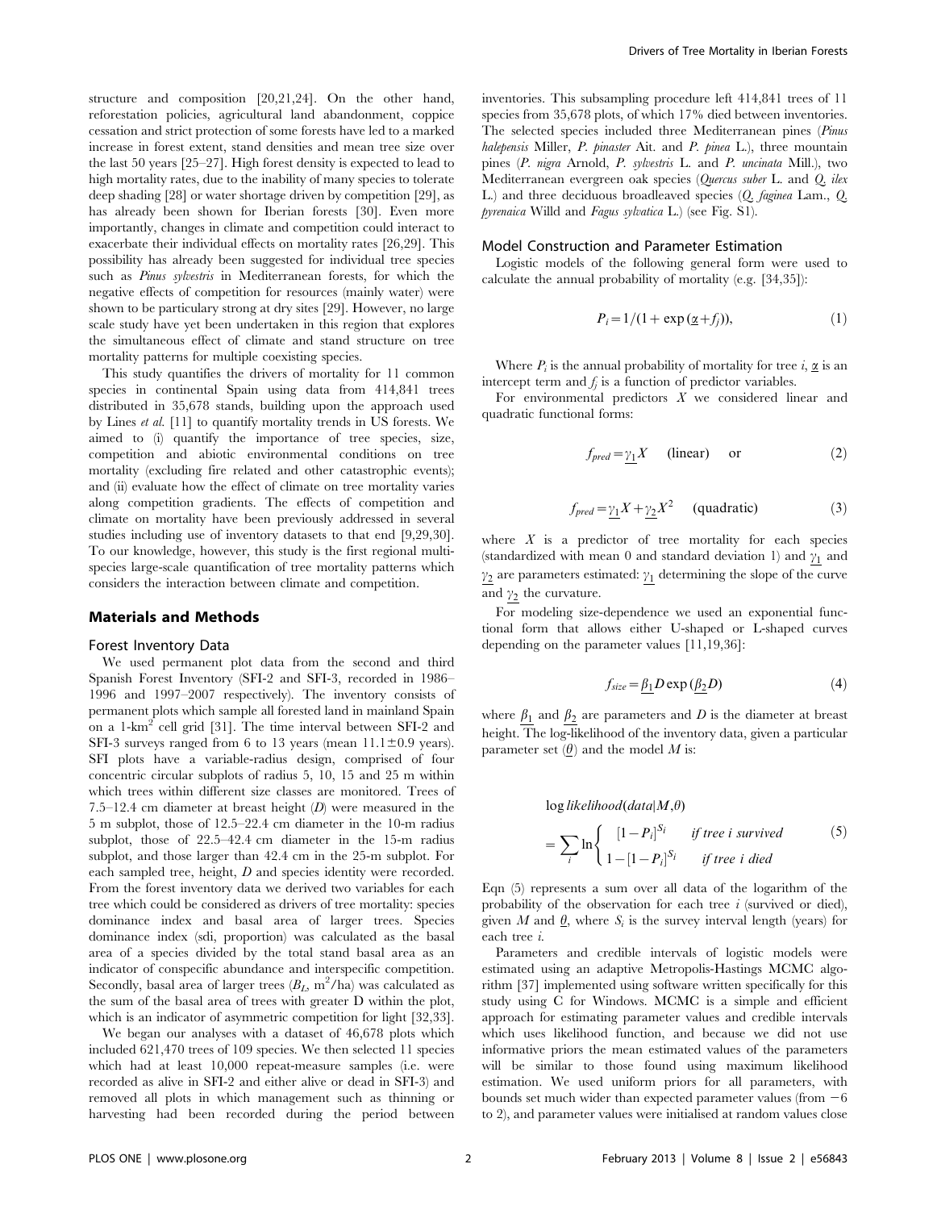structure and composition [20,21,24]. On the other hand, reforestation policies, agricultural land abandonment, coppice cessation and strict protection of some forests have led to a marked increase in forest extent, stand densities and mean tree size over the last 50 years [25–27]. High forest density is expected to lead to high mortality rates, due to the inability of many species to tolerate deep shading [28] or water shortage driven by competition [29], as has already been shown for Iberian forests [30]. Even more importantly, changes in climate and competition could interact to exacerbate their individual effects on mortality rates [26,29]. This possibility has already been suggested for individual tree species such as *Pinus sylvestris* in Mediterranean forests, for which the negative effects of competition for resources (mainly water) were shown to be particulary strong at dry sites [29]. However, no large scale study have yet been undertaken in this region that explores the simultaneous effect of climate and stand structure on tree mortality patterns for multiple coexisting species.

This study quantifies the drivers of mortality for 11 common species in continental Spain using data from 414,841 trees distributed in 35,678 stands, building upon the approach used by Lines *et al.* [11] to quantify mortality trends in US forests. We aimed to (i) quantify the importance of tree species, size, competition and abiotic environmental conditions on tree mortality (excluding fire related and other catastrophic events); and (ii) evaluate how the effect of climate on tree mortality varies along competition gradients. The effects of competition and climate on mortality have been previously addressed in several studies including use of inventory datasets to that end [9,29,30]. To our knowledge, however, this study is the first regional multi-species large-scale quantification of tree mortality patterns which considers the interaction between climate and competition.

## Materials and Methods

### Forest Inventory Data

We used permanent plot data from the second and third Spanish Forest Inventory (SFI-2 and SFI-3, recorded in 1986–1996 and 1997–2007 respectively). The inventory consists of permanent plots which sample all forested land in mainland Spain on a 1-km$^2$ cell grid [31]. The time interval between SFI-2 and SFI-3 surveys ranged from 6 to 13 years (mean $11.1 \pm 0.9$ years). SFI plots have a variable-radius design, comprised of four concentric circular subplots of radius 5, 10, 15 and 25 m within which trees within different size classes are monitored. Trees of 7.5–12.4 cm diameter at breast height ($D$) were measured in the 5 m subplot, those of 12.5–22.4 cm diameter in the 10-m radius subplot, those of 22.5–42.4 cm diameter in the 15-m radius subplot, and those larger than 42.4 cm in the 25-m subplot. For each sampled tree, height, $D$ and species identity were recorded. From the forest inventory data we derived two variables for each tree which could be considered as drivers of tree mortality: species dominance index and basal area of larger trees. Species dominance index (sdi, proportion) was calculated as the basal area of a species divided by the total stand basal area as an indicator of conspecific abundance and interspecific competition. Secondly, basal area of larger trees ($B_L$, m$^2$/ha) was calculated as the sum of the basal area of trees with greater D within the plot, which is an indicator of asymmetric competition for light [32,33].

We began our analyses with a dataset of 46,678 plots which included 621,470 trees of 109 species. We then selected 11 species which had at least 10,000 repeat-measure samples (i.e. were recorded as alive in SFI-2 and either alive or dead in SFI-3) and removed all plots in which management such as thinning or harvesting had been recorded during the period between inventories. This subsampling procedure left 414,841 trees of 11 species from 35,678 plots, of which 17% died between inventories. The selected species included three Mediterranean pines (*Pinus halepensis* Miller, *P. pinaster* Ait. and *P. pinea* L.), three mountain pines (*P. nigra* Arnold, *P. sylvestris* L. and *P. uncinata* Mill.), two Mediterranean evergreen oak species (*Quercus suber* L. and *Q. ilex* L.) and three deciduous broadleaved species (*Q. faginea* Lam., *Q. pyrenaica* Willd and *Fagus sylvatica* L.) (see Fig. S1).

### Model Construction and Parameter Estimation

Logistic models of the following general form were used to calculate the annual probability of mortality (e.g. [34,35]):

$$P_i = 1/(1 + \exp(\underline{\alpha} + f_j)), \quad (1)$$

Where $P_i$ is the annual probability of mortality for tree $i$, $\underline{\alpha}$ is an intercept term and $f_j$ is a function of predictor variables.

For environmental predictors $X$ we considered linear and quadratic functional forms:

$$f_{pred} = \underline{\gamma_1} X \quad \text{(linear)} \quad \text{or} \quad (2)$$

$$f_{pred} = \underline{\gamma_1} X + \underline{\gamma_2} X^2 \quad \text{(quadratic)} \quad (3)$$

where $X$ is a predictor of tree mortality for each species (standardized with mean 0 and standard deviation 1) and $\underline{\gamma_1}$ and $\underline{\gamma_2}$ are parameters estimated: $\underline{\gamma_1}$ determining the slope of the curve and $\underline{\gamma_2}$ the curvature.

For modeling size-dependence we used an exponential functional form that allows either U-shaped or L-shaped curves depending on the parameter values [11,19,36]:

$$f_{size} = \underline{\beta_1} D \exp(\underline{\beta_2} D) \quad (4)$$

where $\underline{\beta_1}$ and $\underline{\beta_2}$ are parameters and $D$ is the diameter at breast height. The log-likelihood of the inventory data, given a particular parameter set ($\underline{\theta}$) and the model $M$ is:

$$\log likelihood(data|M,\theta) = \sum_i \ln \begin{cases} [1-P_i]^{S_i} & \textit{if tree i survived} \\ 1-[1-P_i]^{S_i} & \textit{if tree i died} \end{cases} \quad (5)$$

Eqn (5) represents a sum over all data of the logarithm of the probability of the observation for each tree $i$ (survived or died), given $M$ and $\underline{\theta}$, where $S_i$ is the survey interval length (years) for each tree $i$.

Parameters and credible intervals of logistic models were estimated using an adaptive Metropolis-Hastings MCMC algorithm [37] implemented using software written specifically for this study using C for Windows. MCMC is a simple and efficient approach for estimating parameter values and credible intervals which uses likelihood function, and because we did not use informative priors the mean estimated values of the parameters will be similar to those found using maximum likelihood estimation. We used uniform priors for all parameters, with bounds set much wider than expected parameter values (from −6 to 2), and parameter values were initialised at random values close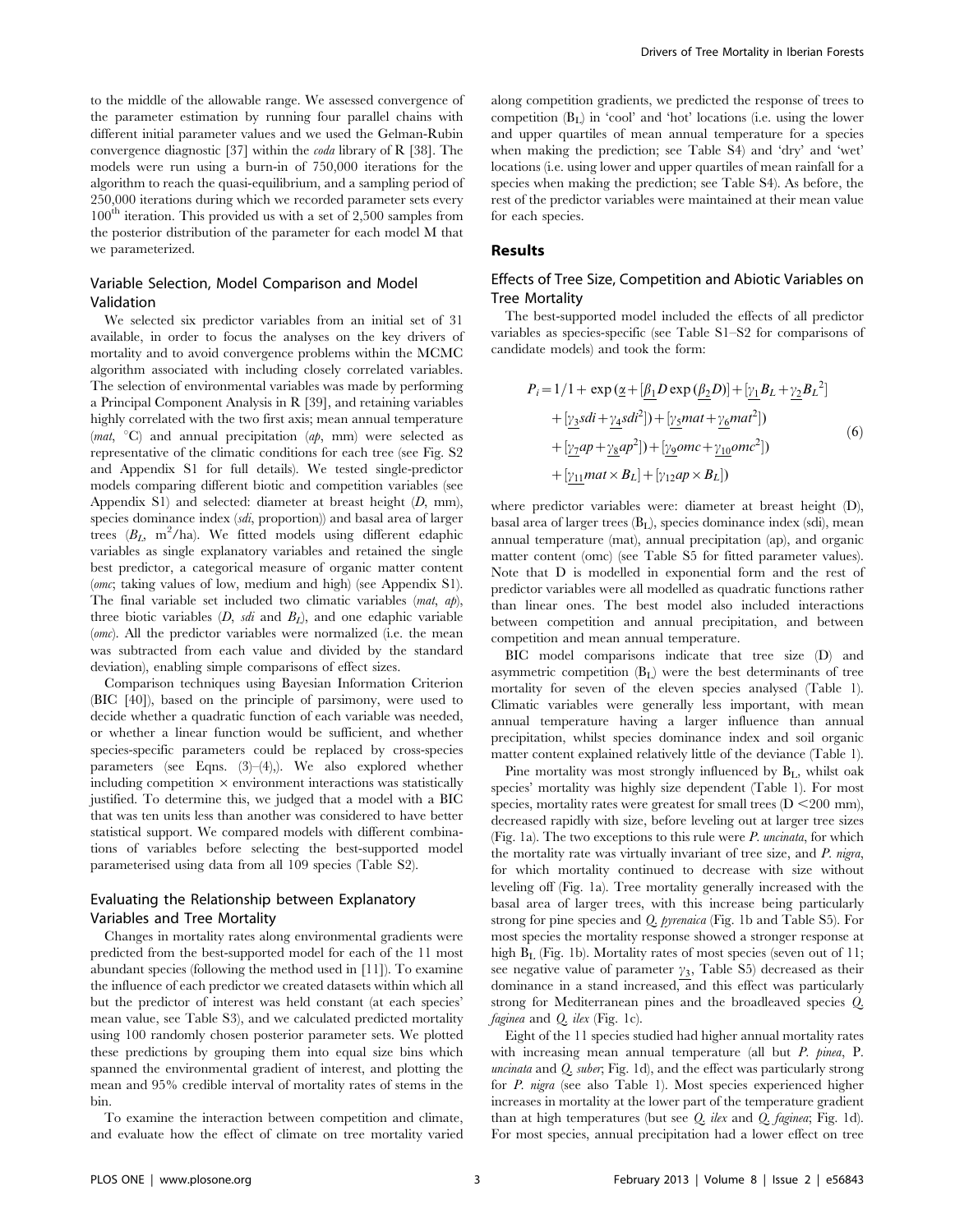to the middle of the allowable range. We assessed convergence of the parameter estimation by running four parallel chains with different initial parameter values and we used the Gelman-Rubin convergence diagnostic [37] within the *coda* library of R [38]. The models were run using a burn-in of 750,000 iterations for the algorithm to reach the quasi-equilibrium, and a sampling period of 250,000 iterations during which we recorded parameter sets every $100^{th}$ iteration. This provided us with a set of 2,500 samples from the posterior distribution of the parameter for each model M that we parameterized.

## Variable Selection, Model Comparison and Model Validation

We selected six predictor variables from an initial set of 31 available, in order to focus the analyses on the key drivers of mortality and to avoid convergence problems within the MCMC algorithm associated with including closely correlated variables. The selection of environmental variables was made by performing a Principal Component Analysis in R [39], and retaining variables highly correlated with the two first axis; mean annual temperature (*mat*, °C) and annual precipitation (*ap*, mm) were selected as representative of the climatic conditions for each tree (see Fig. S2 and Appendix S1 for full details). We tested single-predictor models comparing different biotic and competition variables (see Appendix S1) and selected: diameter at breast height (*D*, mm), species dominance index (*sdi*, proportion)) and basal area of larger trees ($B_L$, m$^2$/ha). We fitted models using different edaphic variables as single explanatory variables and retained the single best predictor, a categorical measure of organic matter content (*omc*; taking values of low, medium and high) (see Appendix S1). The final variable set included two climatic variables (*mat*, *ap*), three biotic variables (*D*, *sdi* and $B_L$), and one edaphic variable (*omc*). All the predictor variables were normalized (i.e. the mean was subtracted from each value and divided by the standard deviation), enabling simple comparisons of effect sizes.

Comparison techniques using Bayesian Information Criterion (BIC [40]), based on the principle of parsimony, were used to decide whether a quadratic function of each variable was needed, or whether a linear function would be sufficient, and whether species-specific parameters could be replaced by cross-species parameters (see Eqns. (3)–(4),). We also explored whether including competition × environment interactions was statistically justified. To determine this, we judged that a model with a BIC that was ten units less than another was considered to have better statistical support. We compared models with different combinations of variables before selecting the best-supported model parameterised using data from all 109 species (Table S2).

## Evaluating the Relationship between Explanatory Variables and Tree Mortality

Changes in mortality rates along environmental gradients were predicted from the best-supported model for each of the 11 most abundant species (following the method used in [11]). To examine the influence of each predictor we created datasets within which all but the predictor of interest was held constant (at each species' mean value, see Table S3), and we calculated predicted mortality using 100 randomly chosen posterior parameter sets. We plotted these predictions by grouping them into equal size bins which spanned the environmental gradient of interest, and plotting the mean and 95% credible interval of mortality rates of stems in the bin.

To examine the interaction between competition and climate, and evaluate how the effect of climate on tree mortality varied along competition gradients, we predicted the response of trees to competition ($B_L$) in 'cool' and 'hot' locations (i.e. using the lower and upper quartiles of mean annual temperature for a species when making the prediction; see Table S4) and 'dry' and 'wet' locations (i.e. using lower and upper quartiles of mean rainfall for a species when making the prediction; see Table S4). As before, the rest of the predictor variables were maintained at their mean value for each species.

# Results

## Effects of Tree Size, Competition and Abiotic Variables on Tree Mortality

The best-supported model included the effects of all predictor variables as species-specific (see Table S1–S2 for comparisons of candidate models) and took the form:

$$
\begin{aligned}
P_i = 1/1 + \exp(&\underline{\alpha} + [\underline{\beta_1} D \exp(\underline{\beta_2} D)] + [\underline{\gamma_1} B_L + \underline{\gamma_2} B_L{}^2] \\
&+ [\underline{\gamma_3} sdi + \underline{\gamma_4} sdi^2]) + [\underline{\gamma_5} mat + \underline{\gamma_6} mat^2]) \\
&+ [\underline{\gamma_7} ap + \underline{\gamma_8} ap^2]) + [\underline{\gamma_9} omc + \underline{\gamma_{10}} omc^2]) \\
&+ [\underline{\gamma_{11}} mat \times B_L] + [\gamma_{12} ap \times B_L])
\end{aligned} \tag{6}
$$

where predictor variables were: diameter at breast height (D), basal area of larger trees ($B_L$), species dominance index (sdi), mean annual temperature (mat), annual precipitation (ap), and organic matter content (omc) (see Table S5 for fitted parameter values). Note that D is modelled in exponential form and the rest of predictor variables were all modelled as quadratic functions rather than linear ones. The best model also included interactions between competition and annual precipitation, and between competition and mean annual temperature.

BIC model comparisons indicate that tree size (D) and asymmetric competition ($B_L$) were the best determinants of tree mortality for seven of the eleven species analysed (Table 1). Climatic variables were generally less important, with mean annual temperature having a larger influence than annual precipitation, whilst species dominance index and soil organic matter content explained relatively little of the deviance (Table 1).

Pine mortality was most strongly influenced by $B_L$, whilst oak species' mortality was highly size dependent (Table 1). For most species, mortality rates were greatest for small trees (D <200 mm), decreased rapidly with size, before leveling out at larger tree sizes (Fig. 1a). The two exceptions to this rule were *P. uncinata*, for which the mortality rate was virtually invariant of tree size, and *P. nigra*, for which mortality continued to decrease with size without leveling off (Fig. 1a). Tree mortality generally increased with the basal area of larger trees, with this increase being particularly strong for pine species and *Q. pyrenaica* (Fig. 1b and Table S5). For most species the mortality response showed a stronger response at high $B_L$ (Fig. 1b). Mortality rates of most species (seven out of 11; see negative value of parameter $\underline{\gamma_3}$, Table S5) decreased as their dominance in a stand increased, and this effect was particularly strong for Mediterranean pines and the broadleaved species *Q. faginea* and *Q. ilex* (Fig. 1c).

Eight of the 11 species studied had higher annual mortality rates with increasing mean annual temperature (all but *P. pinea*, P. *uncinata* and *Q. suber*; Fig. 1d), and the effect was particularly strong for *P. nigra* (see also Table 1). Most species experienced higher increases in mortality at the lower part of the temperature gradient than at high temperatures (but see *Q. ilex* and *Q. faginea*; Fig. 1d). For most species, annual precipitation had a lower effect on tree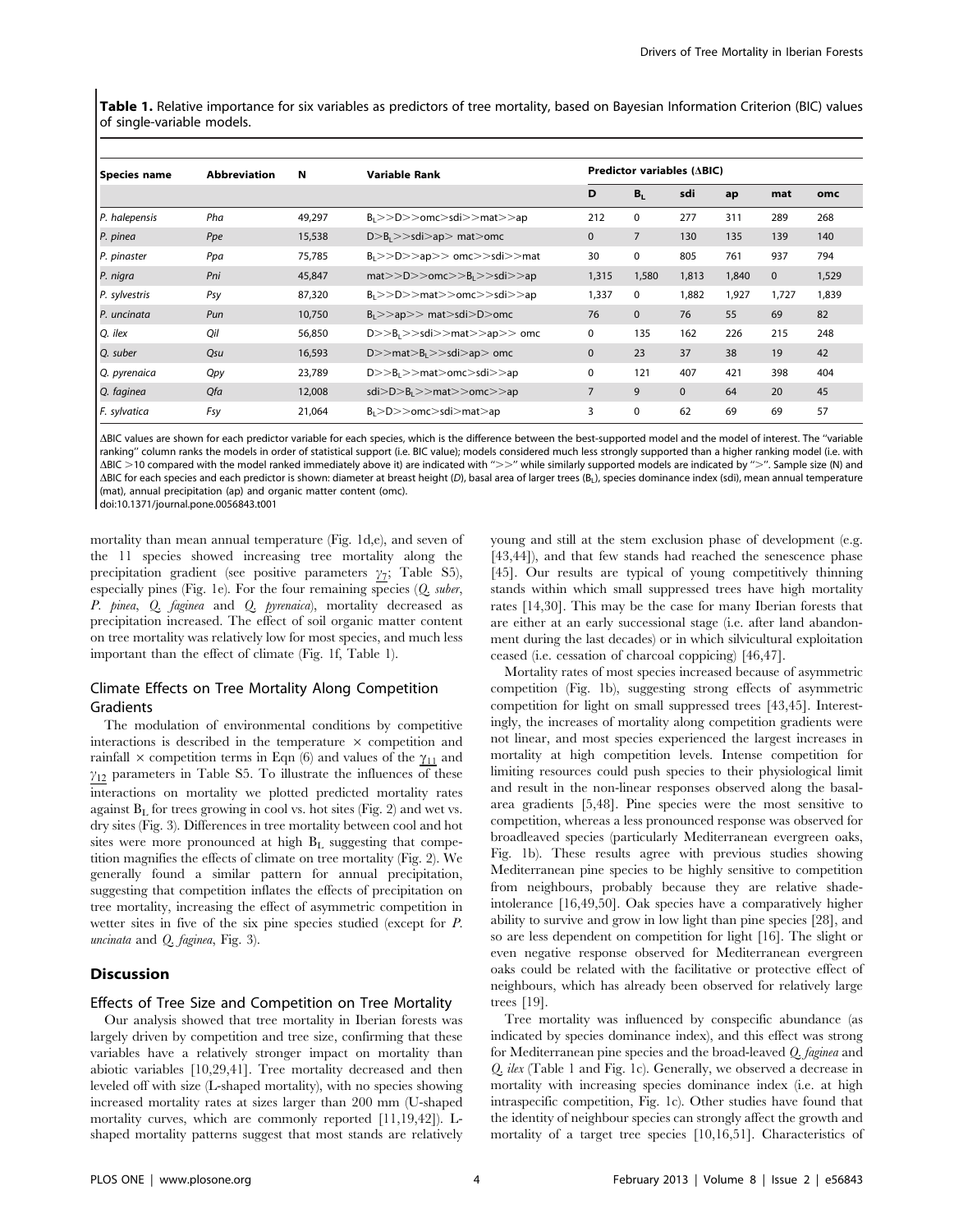**Table 1.** Relative importance for six variables as predictors of tree mortality, based on Bayesian Information Criterion (BIC) values of single-variable models.

| Species name | Abbreviation | N | Variable Rank | Predictor variables (ΔBIC) | | | | | |
|---|---|---|---|---|---|---|---|---|---|
| | | | | D | $B_L$ | sdi | ap | mat | omc |
| *P. halepensis* | *Pha* | 49,297 | $B_L$>>D>>omc>sdi>>mat>>ap | 212 | 0 | 277 | 311 | 289 | 268 |
| *P. pinea* | *Ppe* | 15,538 | D>$B_L$>>sdi>ap> mat>omc | 0 | 7 | 130 | 135 | 139 | 140 |
| *P. pinaster* | *Ppa* | 75,785 | $B_L$>>D>>ap>> omc>>sdi>>mat | 30 | 0 | 805 | 761 | 937 | 794 |
| *P. nigra* | *Pni* | 45,847 | mat>>D>>omc>>$B_L$>>sdi>>ap | 1,315 | 1,580 | 1,813 | 1,840 | 0 | 1,529 |
| *P. sylvestris* | *Psy* | 87,320 | $B_L$>>D>>mat>>omc>>sdi>>ap | 1,337 | 0 | 1,882 | 1,927 | 1,727 | 1,839 |
| *P. uncinata* | *Pun* | 10,750 | $B_L$>>ap>> mat>sdi>D>omc | 76 | 0 | 76 | 55 | 69 | 82 |
| *Q. ilex* | *Qil* | 56,850 | D>>$B_L$>>sdi>>mat>>ap>> omc | 0 | 135 | 162 | 226 | 215 | 248 |
| *Q. suber* | *Qsu* | 16,593 | D>>mat>$B_L$>>sdi>ap> omc | 0 | 23 | 37 | 38 | 19 | 42 |
| *Q. pyrenaica* | *Qpy* | 23,789 | D>>$B_L$>>mat>omc>sdi>>ap | 0 | 121 | 407 | 421 | 398 | 404 |
| *Q. faginea* | *Qfa* | 12,008 | sdi>D>$B_L$>>mat>>omc>>ap | 7 | 9 | 0 | 64 | 20 | 45 |
| *F. sylvatica* | *Fsy* | 21,064 | $B_L$>D>>omc>sdi>mat>ap | 3 | 0 | 62 | 69 | 69 | 57 |

ΔBIC values are shown for each predictor variable for each species, which is the difference between the best-supported model and the model of interest. The "variable ranking" column ranks the models in order of statistical support (i.e. BIC value); models considered much less strongly supported than a higher ranking model (i.e. with ΔBIC >10 compared with the model ranked immediately above it) are indicated with ">>" while similarly supported models are indicated by ">". Sample size (N) and ΔBIC for each species and each predictor is shown: diameter at breast height (*D*), basal area of larger trees ($B_L$), species dominance index (sdi), mean annual temperature (mat), annual precipitation (ap) and organic matter content (omc).
doi:10.1371/journal.pone.0056843.t001

mortality than mean annual temperature (Fig. 1d,e), and seven of the 11 species showed increasing tree mortality along the precipitation gradient (see positive parameters $\gamma_7$; Table S5), especially pines (Fig. 1e). For the four remaining species (*Q. suber*, *P. pinea*, *Q. faginea* and *Q. pyrenaica*), mortality decreased as precipitation increased. The effect of soil organic matter content on tree mortality was relatively low for most species, and much less important than the effect of climate (Fig. 1f, Table 1).

## Climate Effects on Tree Mortality Along Competition Gradients

The modulation of environmental conditions by competitive interactions is described in the temperature × competition and rainfall × competition terms in Eqn (6) and values of the $\gamma_{11}$ and $\gamma_{12}$ parameters in Table S5. To illustrate the influences of these interactions on mortality we plotted predicted mortality rates against $B_L$ for trees growing in cool vs. hot sites (Fig. 2) and wet vs. dry sites (Fig. 3). Differences in tree mortality between cool and hot sites were more pronounced at high $B_L$ suggesting that competition magnifies the effects of climate on tree mortality (Fig. 2). We generally found a similar pattern for annual precipitation, suggesting that competition inflates the effects of precipitation on tree mortality, increasing the effect of asymmetric competition in wetter sites in five of the six pine species studied (except for *P. uncinata* and *Q. faginea*, Fig. 3).

# Discussion

## Effects of Tree Size and Competition on Tree Mortality

Our analysis showed that tree mortality in Iberian forests was largely driven by competition and tree size, confirming that these variables have a relatively stronger impact on mortality than abiotic variables [10,29,41]. Tree mortality decreased and then leveled off with size (L-shaped mortality), with no species showing increased mortality rates at sizes larger than 200 mm (U-shaped mortality curves, which are commonly reported [11,19,42]). L-shaped mortality patterns suggest that most stands are relatively young and still at the stem exclusion phase of development (e.g. [43,44]), and that few stands had reached the senescence phase [45]. Our results are typical of young competitively thinning stands within which small suppressed trees have high mortality rates [14,30]. This may be the case for many Iberian forests that are either at an early successional stage (i.e. after land abandonment during the last decades) or in which silvicultural exploitation ceased (i.e. cessation of charcoal coppicing) [46,47].

Mortality rates of most species increased because of asymmetric competition (Fig. 1b), suggesting strong effects of asymmetric competition for light on small suppressed trees [43,45]. Interestingly, the increases of mortality along competition gradients were not linear, and most species experienced the largest increases in mortality at high competition levels. Intense competition for limiting resources could push species to their physiological limit and result in the non-linear responses observed along the basal-area gradients [5,48]. Pine species were the most sensitive to competition, whereas a less pronounced response was observed for broadleaved species (particularly Mediterranean evergreen oaks, Fig. 1b). These results agree with previous studies showing Mediterranean pine species to be highly sensitive to competition from neighbours, probably because they are relative shade-intolerance [16,49,50]. Oak species have a comparatively higher ability to survive and grow in low light than pine species [28], and so are less dependent on competition for light [16]. The slight or even negative response observed for Mediterranean evergreen oaks could be related with the facilitative or protective effect of neighbours, which has already been observed for relatively large trees [19].

Tree mortality was influenced by conspecific abundance (as indicated by species dominance index), and this effect was strong for Mediterranean pine species and the broad-leaved *Q. faginea* and *Q. ilex* (Table 1 and Fig. 1c). Generally, we observed a decrease in mortality with increasing species dominance index (i.e. at high intraspecific competition, Fig. 1c). Other studies have found that the identity of neighbour species can strongly affect the growth and mortality of a target tree species [10,16,51]. Characteristics of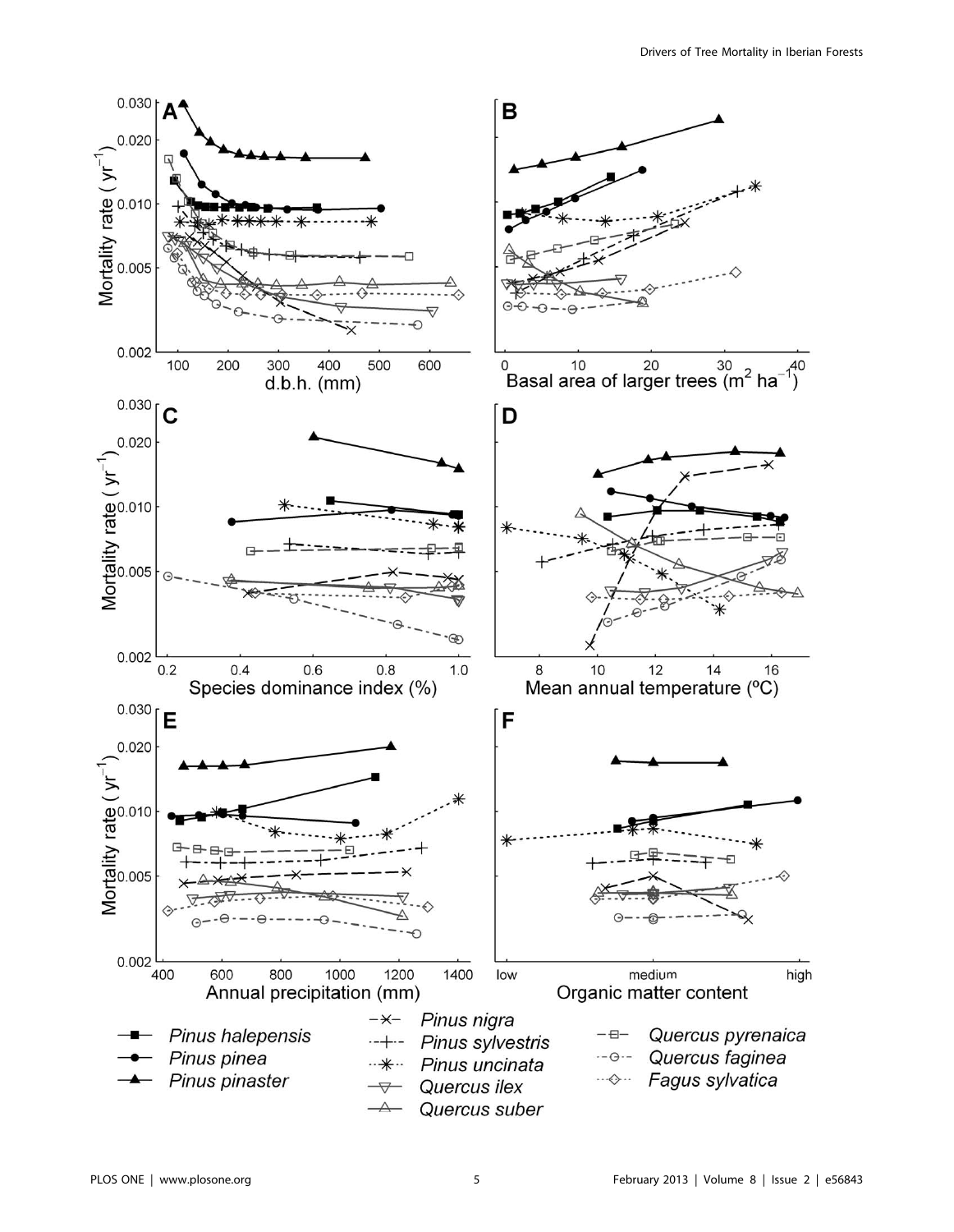A B C D E F

Mortality rate ( $yr^{-1}$ )

d.b.h. (mm)

Basal area of larger trees ( $m^2$ $ha^{-1}$ )

Species dominance index (%)

Mean annual temperature (ºC)

Annual precipitation (mm)

Organic matter content

low medium high

- *Pinus halepensis*
- *Pinus pinea*
- *Pinus pinaster*
- *Pinus nigra*
- *Pinus sylvestris*
- *Pinus uncinata*
- *Quercus ilex*
- *Quercus suber*
- *Quercus pyrenaica*
- *Quercus faginea*
- *Fagus sylvatica*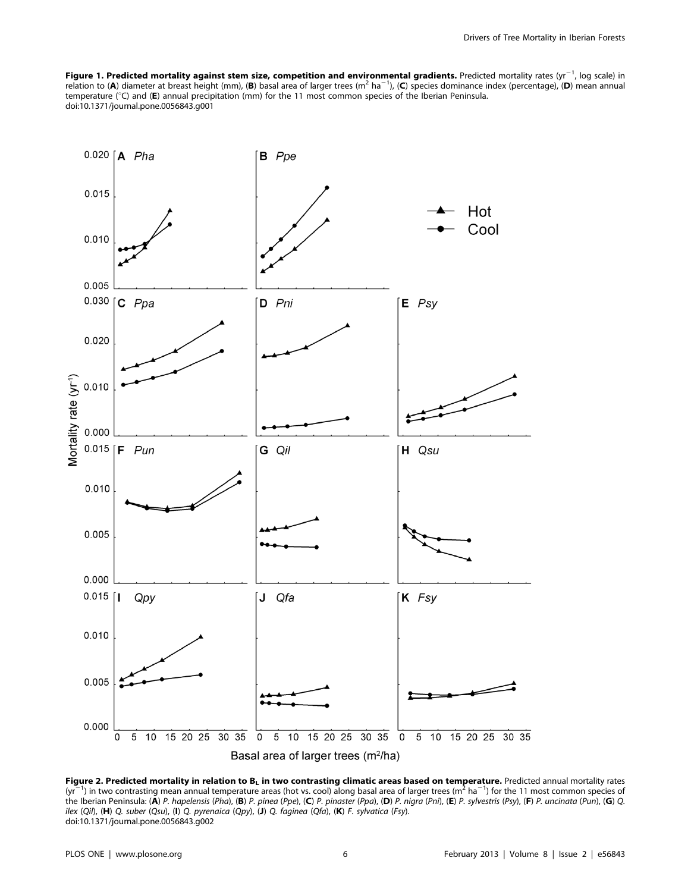**Figure 1. Predicted mortality against stem size, competition and environmental gradients.** Predicted mortality rates ($yr^{-1}$, log scale) in relation to (**A**) diameter at breast height (mm), (**B**) basal area of larger trees ($m^2$ $ha^{-1}$), (**C**) species dominance index (percentage), (**D**) mean annual temperature (°C) and (**E**) annual precipitation (mm) for the 11 most common species of the Iberian Peninsula.
doi:10.1371/journal.pone.0056843.g001

**Figure 2. Predicted mortality in relation to $B_L$ in two contrasting climatic areas based on temperature.** Predicted annual mortality rates ($yr^{-1}$) in two contrasting mean annual temperature areas (hot vs. cool) along basal area of larger trees ($m^2$ $ha^{-1}$) for the 11 most common species of the Iberian Peninsula: (**A**) *P. hapelensis* (*Pha*), (**B**) *P. pinea* (*Ppe*), (**C**) *P. pinaster* (*Ppa*), (**D**) *P. nigra* (*Pni*), (**E**) *P. sylvestris* (*Psy*), (**F**) *P. uncinata* (*Pun*), (**G**) *Q. ilex* (*Qil*), (**H**) *Q. suber* (*Qsu*), (**I**) *Q. pyrenaica* (*Qpy*), (**J**) *Q. faginea* (*Qfa*), (**K**) *F. sylvatica* (*Fsy*).
doi:10.1371/journal.pone.0056843.g002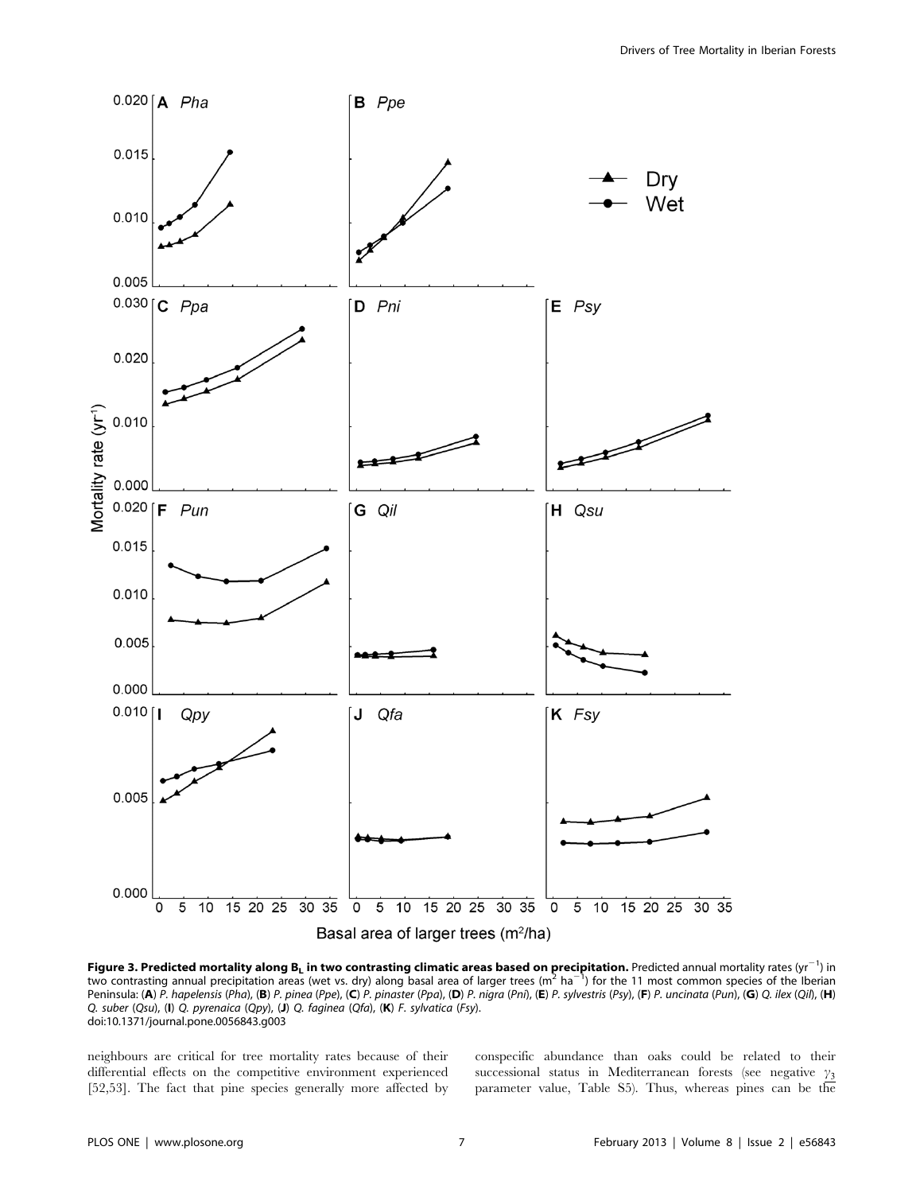**Figure 3. Predicted mortality along $B_L$ in two contrasting climatic areas based on precipitation.** Predicted annual mortality rates (yr$^{-1}$) in two contrasting annual precipitation areas (wet vs. dry) along basal area of larger trees (m$^2$ ha$^{-1}$) for the 11 most common species of the Iberian Peninsula: (**A**) *P. hapelensis* (*Pha*), (**B**) *P. pinea* (*Ppe*), (**C**) *P. pinaster* (*Ppa*), (**D**) *P. nigra* (*Pni*), (**E**) *P. sylvestris* (*Psy*), (**F**) *P. uncinata* (*Pun*), (**G**) *Q. ilex* (*Qil*), (**H**) *Q. suber* (*Qsu*), (**I**) *Q. pyrenaica* (*Qpy*), (**J**) *Q. faginea* (*Qfa*), (**K**) *F. sylvatica* (*Fsy*).
doi:10.1371/journal.pone.0056843.g003

neighbours are critical for tree mortality rates because of their differential effects on the competitive environment experienced [52,53]. The fact that pine species generally more affected by conspecific abundance than oaks could be related to their successional status in Mediterranean forests (see negative $\gamma_3$ parameter value, Table S5). Thus, whereas pines can be the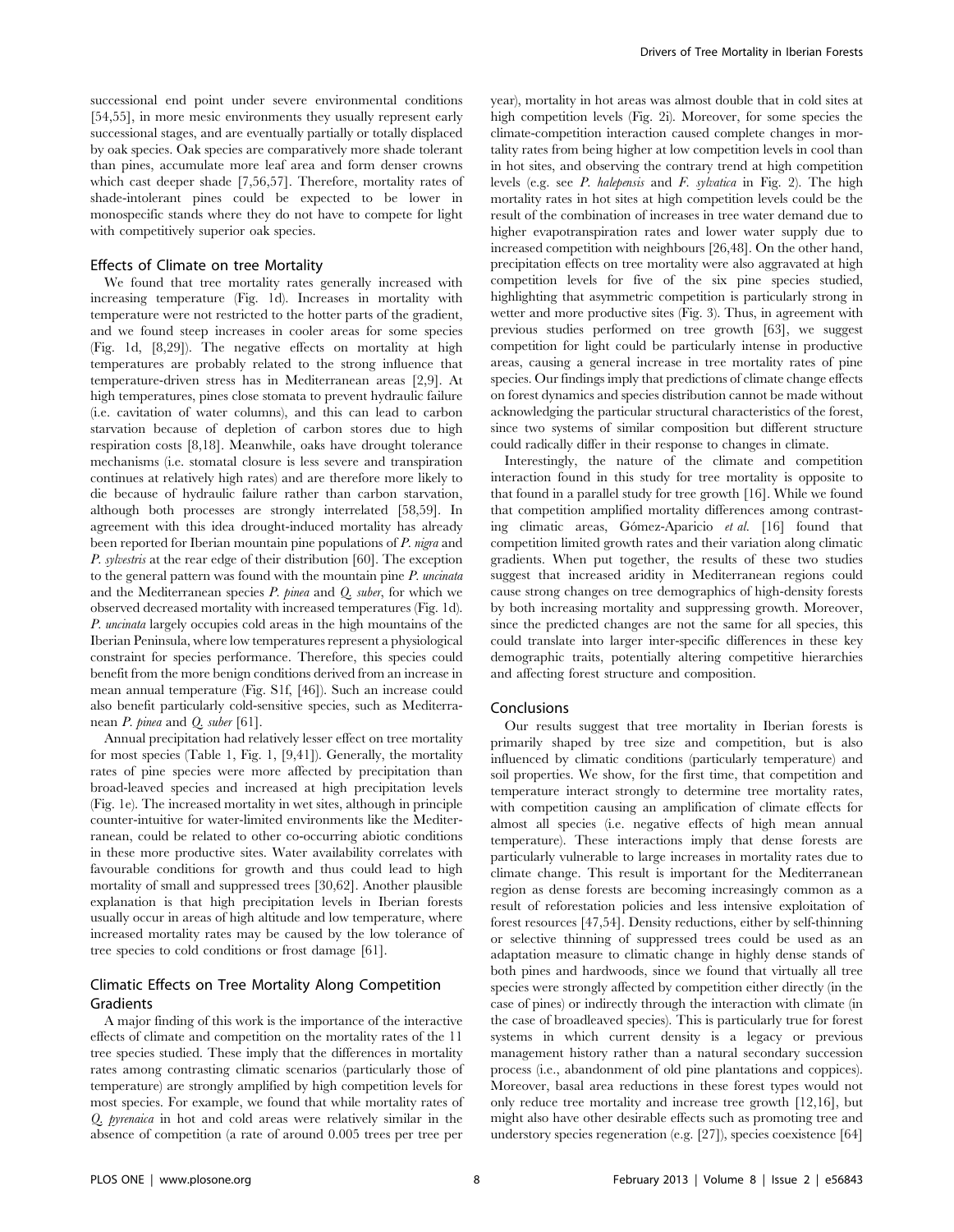successional end point under severe environmental conditions [54,55], in more mesic environments they usually represent early successional stages, and are eventually partially or totally displaced by oak species. Oak species are comparatively more shade tolerant than pines, accumulate more leaf area and form denser crowns which cast deeper shade [7,56,57]. Therefore, mortality rates of shade-intolerant pines could be expected to be lower in monospecific stands where they do not have to compete for light with competitively superior oak species.

### Effects of Climate on tree Mortality

We found that tree mortality rates generally increased with increasing temperature (Fig. 1d). Increases in mortality with temperature were not restricted to the hotter parts of the gradient, and we found steep increases in cooler areas for some species (Fig. 1d, [8,29]). The negative effects on mortality at high temperatures are probably related to the strong influence that temperature-driven stress has in Mediterranean areas [2,9]. At high temperatures, pines close stomata to prevent hydraulic failure (i.e. cavitation of water columns), and this can lead to carbon starvation because of depletion of carbon stores due to high respiration costs [8,18]. Meanwhile, oaks have drought tolerance mechanisms (i.e. stomatal closure is less severe and transpiration continues at relatively high rates) and are therefore more likely to die because of hydraulic failure rather than carbon starvation, although both processes are strongly interrelated [58,59]. In agreement with this idea drought-induced mortality has already been reported for Iberian mountain pine populations of *P. nigra* and *P. sylvestris* at the rear edge of their distribution [60]. The exception to the general pattern was found with the mountain pine *P. uncinata* and the Mediterranean species *P. pinea* and *Q. suber*, for which we observed decreased mortality with increased temperatures (Fig. 1d). *P. uncinata* largely occupies cold areas in the high mountains of the Iberian Peninsula, where low temperatures represent a physiological constraint for species performance. Therefore, this species could benefit from the more benign conditions derived from an increase in mean annual temperature (Fig. S1f, [46]). Such an increase could also benefit particularly cold-sensitive species, such as Mediterranean *P. pinea* and *Q. suber* [61].

Annual precipitation had relatively lesser effect on tree mortality for most species (Table 1, Fig. 1, [9,41]). Generally, the mortality rates of pine species were more affected by precipitation than broad-leaved species and increased at high precipitation levels (Fig. 1e). The increased mortality in wet sites, although in principle counter-intuitive for water-limited environments like the Mediterranean, could be related to other co-occurring abiotic conditions in these more productive sites. Water availability correlates with favourable conditions for growth and thus could lead to high mortality of small and suppressed trees [30,62]. Another plausible explanation is that high precipitation levels in Iberian forests usually occur in areas of high altitude and low temperature, where increased mortality rates may be caused by the low tolerance of tree species to cold conditions or frost damage [61].

### Climatic Effects on Tree Mortality Along Competition Gradients

A major finding of this work is the importance of the interactive effects of climate and competition on the mortality rates of the 11 tree species studied. These imply that the differences in mortality rates among contrasting climatic scenarios (particularly those of temperature) are strongly amplified by high competition levels for most species. For example, we found that while mortality rates of *Q. pyrenaica* in hot and cold areas were relatively similar in the absence of competition (a rate of around 0.005 trees per tree per year), mortality in hot areas was almost double that in cold sites at high competition levels (Fig. 2i). Moreover, for some species the climate-competition interaction caused complete changes in mortality rates from being higher at low competition levels in cool than in hot sites, and observing the contrary trend at high competition levels (e.g. see *P. halepensis* and *F. sylvatica* in Fig. 2). The high mortality rates in hot sites at high competition levels could be the result of the combination of increases in tree water demand due to higher evapotranspiration rates and lower water supply due to increased competition with neighbours [26,48]. On the other hand, precipitation effects on tree mortality were also aggravated at high competition levels for five of the six pine species studied, highlighting that asymmetric competition is particularly strong in wetter and more productive sites (Fig. 3). Thus, in agreement with previous studies performed on tree growth [63], we suggest competition for light could be particularly intense in productive areas, causing a general increase in tree mortality rates of pine species. Our findings imply that predictions of climate change effects on forest dynamics and species distribution cannot be made without acknowledging the particular structural characteristics of the forest, since two systems of similar composition but different structure could radically differ in their response to changes in climate.

Interestingly, the nature of the climate and competition interaction found in this study for tree mortality is opposite to that found in a parallel study for tree growth [16]. While we found that competition amplified mortality differences among contrasting climatic areas, Gómez-Aparicio *et al.* [16] found that competition limited growth rates and their variation along climatic gradients. When put together, the results of these two studies suggest that increased aridity in Mediterranean regions could cause strong changes on tree demographics of high-density forests by both increasing mortality and suppressing growth. Moreover, since the predicted changes are not the same for all species, this could translate into larger inter-specific differences in these key demographic traits, potentially altering competitive hierarchies and affecting forest structure and composition.

### Conclusions

Our results suggest that tree mortality in Iberian forests is primarily shaped by tree size and competition, but is also influenced by climatic conditions (particularly temperature) and soil properties. We show, for the first time, that competition and temperature interact strongly to determine tree mortality rates, with competition causing an amplification of climate effects for almost all species (i.e. negative effects of high mean annual temperature). These interactions imply that dense forests are particularly vulnerable to large increases in mortality rates due to climate change. This result is important for the Mediterranean region as dense forests are becoming increasingly common as a result of reforestation policies and less intensive exploitation of forest resources [47,54]. Density reductions, either by self-thinning or selective thinning of suppressed trees could be used as an adaptation measure to climatic change in highly dense stands of both pines and hardwoods, since we found that virtually all tree species were strongly affected by competition either directly (in the case of pines) or indirectly through the interaction with climate (in the case of broadleaved species). This is particularly true for forest systems in which current density is a legacy or previous management history rather than a natural secondary succession process (i.e., abandonment of old pine plantations and coppices). Moreover, basal area reductions in these forest types would not only reduce tree mortality and increase tree growth [12,16], but might also have other desirable effects such as promoting tree and understory species regeneration (e.g. [27]), species coexistence [64]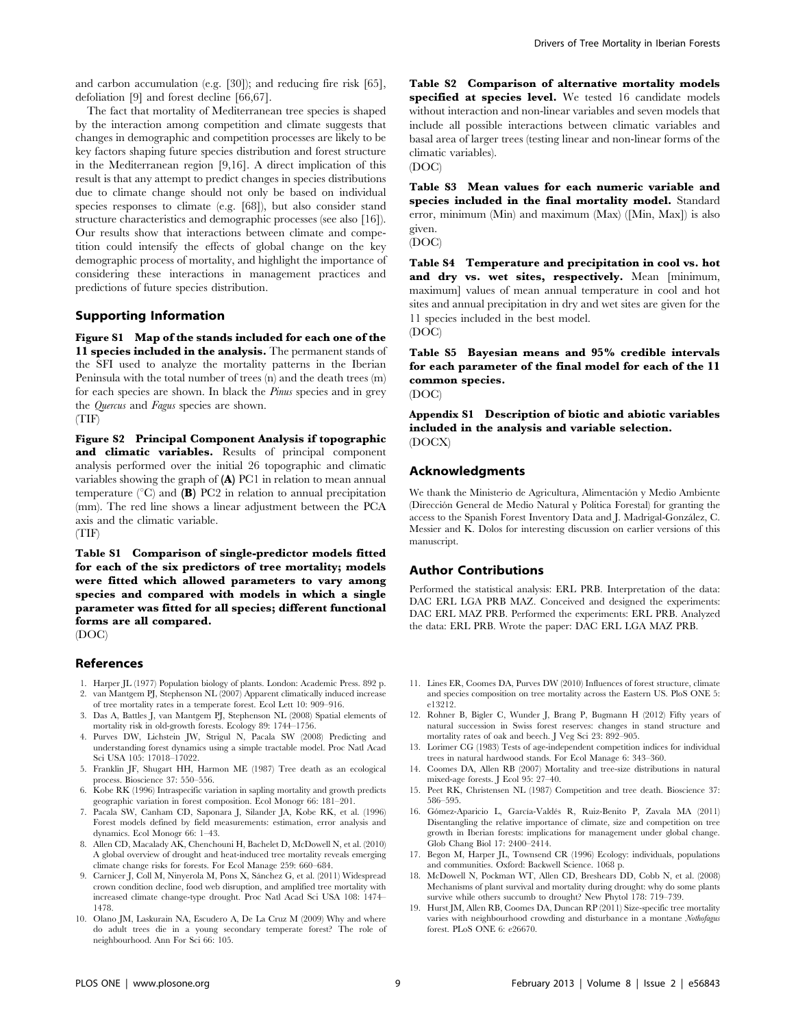and carbon accumulation (e.g. [30]); and reducing fire risk [65], defoliation [9] and forest decline [66,67].

The fact that mortality of Mediterranean tree species is shaped by the interaction among competition and climate suggests that changes in demographic and competition processes are likely to be key factors shaping future species distribution and forest structure in the Mediterranean region [9,16]. A direct implication of this result is that any attempt to predict changes in species distributions due to climate change should not only be based on individual species responses to climate (e.g. [68]), but also consider stand structure characteristics and demographic processes (see also [16]). Our results show that interactions between climate and competition could intensify the effects of global change on the key demographic process of mortality, and highlight the importance of considering these interactions in management practices and predictions of future species distribution.

## Supporting Information

**Figure S1 Map of the stands included for each one of the 11 species included in the analysis.** The permanent stands of the SFI used to analyze the mortality patterns in the Iberian Peninsula with the total number of trees (n) and the death trees (m) for each species are shown. In black the *Pinus* species and in grey the *Quercus* and *Fagus* species are shown.
(TIF)

**Figure S2 Principal Component Analysis if topographic and climatic variables.** Results of principal component analysis performed over the initial 26 topographic and climatic variables showing the graph of **(A)** PC1 in relation to mean annual temperature (°C) and **(B)** PC2 in relation to annual precipitation (mm). The red line shows a linear adjustment between the PCA axis and the climatic variable.
(TIF)

**Table S1 Comparison of single-predictor models fitted for each of the six predictors of tree mortality; models were fitted which allowed parameters to vary among species and compared with models in which a single parameter was fitted for all species; different functional forms are all compared.**
(DOC)

**Table S2 Comparison of alternative mortality models specified at species level.** We tested 16 candidate models without interaction and non-linear variables and seven models that include all possible interactions between climatic variables and basal area of larger trees (testing linear and non-linear forms of the climatic variables).
(DOC)

**Table S3 Mean values for each numeric variable and species included in the final mortality model.** Standard error, minimum (Min) and maximum (Max) ([Min, Max]) is also given.
(DOC)

**Table S4 Temperature and precipitation in cool vs. hot and dry vs. wet sites, respectively.** Mean [minimum, maximum] values of mean annual temperature in cool and hot sites and annual precipitation in dry and wet sites are given for the 11 species included in the best model.
(DOC)

**Table S5 Bayesian means and 95% credible intervals for each parameter of the final model for each of the 11 common species.**
(DOC)

**Appendix S1 Description of biotic and abiotic variables included in the analysis and variable selection.**
(DOCX)

## Acknowledgments

We thank the Ministerio de Agricultura, Alimentación y Medio Ambiente (Dirección General de Medio Natural y Política Forestal) for granting the access to the Spanish Forest Inventory Data and J. Madrigal-González, C. Messier and K. Dolos for interesting discussion on earlier versions of this manuscript.

## Author Contributions

Performed the statistical analysis: ERL PRB. Interpretation of the data: DAC ERL LGA PRB MAZ. Conceived and designed the experiments: DAC ERL MAZ PRB. Performed the experiments: ERL PRB. Analyzed the data: ERL PRB. Wrote the paper: DAC ERL LGA MAZ PRB.

## References

1. Harper JL (1977) Population biology of plants. London: Academic Press. 892 p.
2. van Mantgem PJ, Stephenson NL (2007) Apparent climatically induced increase of tree mortality rates in a temperate forest. Ecol Lett 10: 909–916.
3. Das A, Battles J, van Mantgem PJ, Stephenson NL (2008) Spatial elements of mortality risk in old-growth forests. Ecology 89: 1744–1756.
4. Purves DW, Lichstein JW, Strigul N, Pacala SW (2008) Predicting and understanding forest dynamics using a simple tractable model. Proc Natl Acad Sci USA 105: 17018–17022.
5. Franklin JF, Shugart HH, Harmon ME (1987) Tree death as an ecological process. Bioscience 37: 550–556.
6. Kobe RK (1996) Intraspecific variation in sapling mortality and growth predicts geographic variation in forest composition. Ecol Monogr 66: 181–201.
7. Pacala SW, Canham CD, Saponara J, Silander JA, Kobe RK, et al. (1996) Forest models defined by field measurements: estimation, error analysis and dynamics. Ecol Monogr 66: 1–43.
8. Allen CD, Macalady AK, Chenchouni H, Bachelet D, McDowell N, et al. (2010) A global overview of drought and heat-induced tree mortality reveals emerging climate change risks for forests. For Ecol Manage 259: 660–684.
9. Carnicer J, Coll M, Ninyerola M, Pons X, Sánchez G, et al. (2011) Widespread crown condition decline, food web disruption, and amplified tree mortality with increased climate change-type drought. Proc Natl Acad Sci USA 108: 1474–1478.
10. Olano JM, Laskurain NA, Escudero A, De La Cruz M (2009) Why and where do adult trees die in a young secondary temperate forest? The role of neighbourhood. Ann For Sci 66: 105.
11. Lines ER, Coomes DA, Purves DW (2010) Influences of forest structure, climate and species composition on tree mortality across the Eastern US. PloS ONE 5: e13212.
12. Rohner B, Bigler C, Wunder J, Brang P, Bugmann H (2012) Fifty years of natural succession in Swiss forest reserves: changes in stand structure and mortality rates of oak and beech. J Veg Sci 23: 892–905.
13. Lorimer CG (1983) Tests of age-independent competition indices for individual trees in natural hardwood stands. For Ecol Manage 6: 343–360.
14. Coomes DA, Allen RB (2007) Mortality and tree-size distributions in natural mixed-age forests. J Ecol 95: 27–40.
15. Peet RK, Christensen NL (1987) Competition and tree death. Bioscience 37: 586–595.
16. Gómez-Aparicio L, García-Valdés R, Ruiz-Benito P, Zavala MA (2011) Disentangling the relative importance of climate, size and competition on tree growth in Iberian forests: implications for management under global change. Glob Chang Biol 17: 2400–2414.
17. Begon M, Harper JL, Townsend CR (1996) Ecology: individuals, populations and communities. Oxford: Backwell Science. 1068 p.
18. McDowell N, Pockman WT, Allen CD, Breshears DD, Cobb N, et al. (2008) Mechanisms of plant survival and mortality during drought: why do some plants survive while others succumb to drought? New Phytol 178: 719–739.
19. Hurst JM, Allen RB, Coomes DA, Duncan RP (2011) Size-specific tree mortality varies with neighbourhood crowding and disturbance in a montane *Nothofagus* forest. PLoS ONE 6: e26670.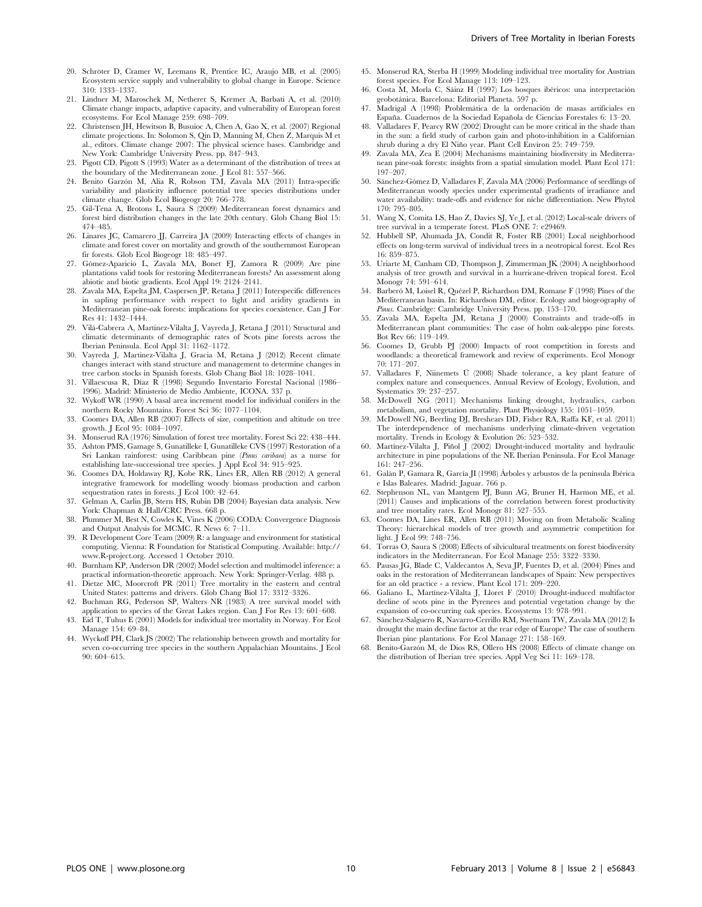20. Schröter D, Cramer W, Leemans R, Prentice IC, Araujo MB, et al. (2005) Ecosystem service supply and vulnerability to global change in Europe. Science 310: 1333–1337.
21. Lindner M, Maroschek M, Netherer S, Kremer A, Barbati A, et al. (2010) Climate change impacts, adaptive capacity, and vulnerability of European forest ecosystems. For Ecol Manage 259: 698–709.
22. Christensen JH, Hewitson B, Busuioc A, Chen A, Gao X, et al. (2007) Regional climate projections. In: Solomon S, Qin D, Manning M, Chen Z, Marquis M et al., editors. Climate change 2007: The physical science bases. Cambridge and New York: Cambridge University Press. pp. 847–943.
23. Pigott CD, Pigott S (1993) Water as a determinant of the distribution of trees at the boundary of the Mediterranean zone. J Ecol 81: 557–566.
24. Benito Garzón M, Alia R, Robson TM, Zavala MA (2011) Intra-specific variability and plasticity influence potential tree species distributions under climate change. Glob Ecol Biogeogr 20: 766–778.
25. Gil-Tena A, Brotons L, Saura S (2009) Mediterranean forest dynamics and forest bird distribution changes in the late 20th century. Glob Chang Biol 15: 474–485.
26. Linares JC, Camarero JJ, Carreira JA (2009) Interacting effects of changes in climate and forest cover on mortality and growth of the southernmost European fir forests. Glob Ecol Biogeogr 18: 485–497.
27. Gómez-Aparicio L, Zavala MA, Bonet FJ, Zamora R (2009) Are pine plantations valid tools for restoring Mediterranean forests? An assessment along abiotic and biotic gradients. Ecol Appl 19: 2124–2141.
28. Zavala MA, Espelta JM, Caspersen JP, Retana J (2011) Interspecific differences in sapling performance with respect to light and aridity gradients in Mediterranean pine-oak forests: implications for species coexistence. Can J For Res 41: 1432–1444.
29. Vilà-Cabrera A, Martínez-Vilalta J, Vayreda J, Retana J (2011) Structural and climatic determinants of demographic rates of Scots pine forests across the Iberian Peninsula. Ecol Appl 31: 1162–1172.
30. Vayreda J, Martinez-Vilalta J, Gracia M, Retana J (2012) Recent climate changes interact with stand structure and management to determine changes in tree carbon stocks in Spanish forests. Glob Chang Biol 18: 1028–1041.
31. Villaescusa R, Díaz R (1998) Segundo Inventario Forestal Nacional (1986–1996). Madrid: Ministerio de Medio Ambiente, ICONA. 337 p.
32. Wykoff WR (1990) A basal area increment model for individual conifers in the northern Rocky Mountains. Forest Sci 36: 1077–1104.
33. Coomes DA, Allen RB (2007) Effects of size, competition and altitude on tree growth. J Ecol 95: 1084–1097.
34. Monserud RA (1976) Simulation of forest tree mortality. Forest Sci 22: 438–444.
35. Ashton PMS, Gamage S, Gunatilleke I, Gunatilleke CVS (1997) Restoration of a Sri Lankan rainforest: using Caribbean pine (*Pinus caribaea*) as a nurse for establishing late-successional tree species. J Appl Ecol 34: 915–925.
36. Coomes DA, Holdaway RJ, Kobe RK, Lines ER, Allen RB (2012) A general integrative framework for modelling woody biomass production and carbon sequestration rates in forests. J Ecol 100: 42–64.
37. Gelman A, Carlin JB, Stern HS, Rubin DB (2004) Bayesian data analysis. New York: Chapman & Hall/CRC Press. 668 p.
38. Plummer M, Best N, Cowles K, Vines K (2006) CODA: Convergence Diagnosis and Output Analysis for MCMC. R News 6: 7–11.
39. R Development Core Team (2009) R: a language and environment for statistical computing. Vienna: R Foundation for Statistical Computing. Available: http://www.R-project.org. Accessed 1 October 2010.
40. Burnham KP, Anderson DR (2002) Model selection and multimodel inference: a practical information-theoretic approach. New York: Springer-Verlag. 488 p.
41. Dietze MC, Moorcroft PR (2011) Tree mortality in the eastern and central United States: patterns and drivers. Glob Chang Biol 17: 3312–3326.
42. Buchman RG, Pederson SP, Walters NR (1983) A tree survival model with application to species of the Great Lakes region. Can J For Res 13: 601–608.
43. Eid T, Tuhus E (2001) Models for individual tree mortality in Norway. For Ecol Manage 154: 69–84.
44. Wyckoff PH, Clark JS (2002) The relationship between growth and mortality for seven co-occurring tree species in the southern Appalachian Mountains. J Ecol 90: 604–615.
45. Monserud RA, Sterba H (1999) Modeling individual tree mortality for Austrian forest species. For Ecol Manage 113: 109–123.
46. Costa M, Morla C, Sáinz H (1997) Los bosques ibéricos: una interpretación geobotánica. Barcelona: Editorial Planeta. 597 p.
47. Madrigal A (1998) Problemática de la ordenación de masas artificiales en España. Cuadernos de la Sociedad Española de Ciencias Forestales 6: 13–20.
48. Valladares F, Pearcy RW (2002) Drought can be more critical in the shade than in the sun: a field study of carbon gain and photo-inhibition in a Californian shrub during a dry El Niño year. Plant Cell Environ 25: 749–759.
49. Zavala MA, Zea E (2004) Mechanisms maintaining biodiversity in Mediterranean pine-oak forests: insights from a spatial simulation model. Plant Ecol 171: 197–207.
50. Sánchez-Gómez D, Valladares F, Zavala MA (2006) Performance of seedlings of Mediterranean woody species under experimental gradients of irradiance and water availability: trade-offs and evidence for niche differentiation. New Phytol 170: 795–805.
51. Wang X, Comita LS, Hao Z, Davies SJ, Ye J, et al. (2012) Local-scale drivers of tree survival in a temperate forest. PLoS ONE 7: e29469.
52. Hubbell SP, Ahumada JA, Condit R, Foster RB (2001) Local neighborhood effects on long-term survival of individual trees in a neotropical forest. Ecol Res 16: 859–875.
53. Uriarte M, Canham CD, Thompson J, Zimmerman JK (2004) A neighborhood analysis of tree growth and survival in a hurricane-driven tropical forest. Ecol Monogr 74: 591–614.
54. Barberó M, Loisel R, Quézel P, Richardson DM, Romane F (1998) Pines of the Mediterranean basin. In: Richardson DM, editor. Ecology and biogeography of *Pinus*. Cambridge: Cambridge University Press. pp. 153–170.
55. Zavala MA, Espelta JM, Retana J (2000) Constraints and trade-offs in Mediterranean plant communities: The case of holm oak-aleppo pine forests. Bot Rev 66: 119–149.
56. Coomes D, Grubb PJ (2000) Impacts of root competition in forests and woodlands: a theoretical framework and review of experiments. Ecol Monogr 70: 171–207.
57. Valladares F, Niinemets Ü (2008) Shade tolerance, a key plant feature of complex nature and consequences. Annual Review of Ecology, Evolution, and Systematics 39: 237–257.
58. McDowell NG (2011) Mechanisms linking drought, hydraulics, carbon metabolism, and vegetation mortality. Plant Physiology 155: 1051–1059.
59. McDowell NG, Beerling DJ, Breshears DD, Fisher RA, Raffa KF, et al. (2011) The interdependence of mechanisms underlying climate-driven vegetation mortality. Trends in Ecology & Evolution 26: 523–532.
60. Martínez-Vilalta J, Piñol J (2002) Drought-induced mortality and hydraulic architecture in pine populations of the NE Iberian Peninsula. For Ecol Manage 161: 247–256.
61. Galán P, Gamara R, García JI (1998) Árboles y arbustos de la península Ibérica e Islas Baleares. Madrid: Jaguar. 766 p.
62. Stephenson NL, van Mantgem PJ, Bunn AG, Bruner H, Harmon ME, et al. (2011) Causes and implications of the correlation between forest productivity and tree mortality rates. Ecol Monogr 81: 527–555.
63. Coomes DA, Lines ER, Allen RB (2011) Moving on from Metabolic Scaling Theory: hierarchical models of tree growth and asymmetric competition for light. J Ecol 99: 748–756.
64. Torras O, Saura S (2008) Effects of silvicultural treatments on forest biodiversity indicators in the Mediterranean. For Ecol Manage 255: 3322–3330.
65. Pausas JG, Blade C, Valdecantos A, Seva JP, Fuentes D, et al. (2004) Pines and oaks in the restoration of Mediterranean landscapes of Spain: New perspectives for an old practice - a review. Plant Ecol 171: 209–220.
66. Galiano L, Martínez-Vilalta J, Lloret F (2010) Drought-induced multifactor decline of scots pine in the Pyrenees and potential vegetation change by the expansion of co-occurring oak species. Ecosystems 13: 978–991.
67. Sánchez-Salguero R, Navarro-Cerrillo RM, Swetnam TW, Zavala MA (2012) Is drought the main decline factor at the rear edge of Europe? The case of southern Iberian pine plantations. For Ecol Manage 271: 158–169.
68. Benito-Garzón M, de Dios RS, Ollero HS (2008) Effects of climate change on the distribution of Iberian tree species. Appl Veg Sci 11: 169–178.